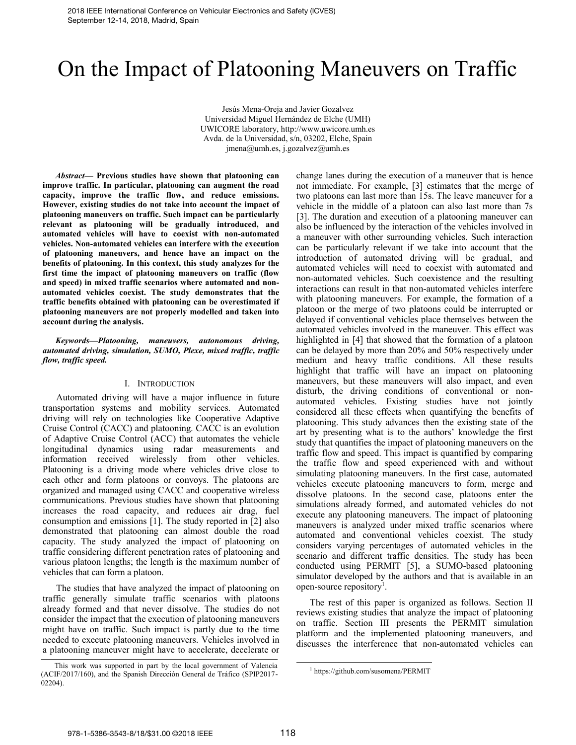# On the Impact of Platooning Maneuvers on Traffic

Jesús Mena-Oreja and Javier Gozalvez
Universidad Miguel Hernández de Elche (UMH)
UWICORE laboratory, http://www.uwicore.umh.es
Avda. de la Universidad, s/n, 03202, Elche, Spain
jmena@umh.es, j.gozalvez@umh.es

***Abstract*— Previous studies have shown that platooning can improve traffic. In particular, platooning can augment the road capacity, improve the traffic flow, and reduce emissions. However, existing studies do not take into account the impact of platooning maneuvers on traffic. Such impact can be particularly relevant as platooning will be gradually introduced, and automated vehicles will have to coexist with non-automated vehicles. Non-automated vehicles can interfere with the execution of platooning maneuvers, and hence have an impact on the benefits of platooning. In this context, this study analyzes for the first time the impact of platooning maneuvers on traffic (flow and speed) in mixed traffic scenarios where automated and non-automated vehicles coexist. The study demonstrates that the traffic benefits obtained with platooning can be overestimated if platooning maneuvers are not properly modelled and taken into account during the analysis.**

***Keywords—Platooning, maneuvers, autonomous driving, automated driving, simulation, SUMO, Plexe, mixed traffic, traffic flow, traffic speed.***

## I. Introduction

Automated driving will have a major influence in future transportation systems and mobility services. Automated driving will rely on technologies like Cooperative Adaptive Cruise Control (CACC) and platooning. CACC is an evolution of Adaptive Cruise Control (ACC) that automates the vehicle longitudinal dynamics using radar measurements and information received wirelessly from other vehicles. Platooning is a driving mode where vehicles drive close to each other and form platoons or convoys. The platoons are organized and managed using CACC and cooperative wireless communications. Previous studies have shown that platooning increases the road capacity, and reduces air drag, fuel consumption and emissions [1]. The study reported in [2] also demonstrated that platooning can almost double the road capacity. The study analyzed the impact of platooning on traffic considering different penetration rates of platooning and various platoon lengths; the length is the maximum number of vehicles that can form a platoon.

The studies that have analyzed the impact of platooning on traffic generally simulate traffic scenarios with platoons already formed and that never dissolve. The studies do not consider the impact that the execution of platooning maneuvers might have on traffic. Such impact is partly due to the time needed to execute platooning maneuvers. Vehicles involved in a platooning maneuver might have to accelerate, decelerate or change lanes during the execution of a maneuver that is hence not immediate. For example, [3] estimates that the merge of two platoons can last more than 15s. The leave maneuver for a vehicle in the middle of a platoon can also last more than 7s [3]. The duration and execution of a platooning maneuver can also be influenced by the interaction of the vehicles involved in a maneuver with other surrounding vehicles. Such interaction can be particularly relevant if we take into account that the introduction of automated driving will be gradual, and automated vehicles will need to coexist with automated and non-automated vehicles. Such coexistence and the resulting interactions can result in that non-automated vehicles interfere with platooning maneuvers. For example, the formation of a platoon or the merge of two platoons could be interrupted or delayed if conventional vehicles place themselves between the automated vehicles involved in the maneuver. This effect was highlighted in [4] that showed that the formation of a platoon can be delayed by more than 20% and 50% respectively under medium and heavy traffic conditions. All these results highlight that traffic will have an impact on platooning maneuvers, but these maneuvers will also impact, and even disturb, the driving conditions of conventional or non-automated vehicles. Existing studies have not jointly considered all these effects when quantifying the benefits of platooning. This study advances then the existing state of the art by presenting what is to the authors' knowledge the first study that quantifies the impact of platooning maneuvers on the traffic flow and speed. This impact is quantified by comparing the traffic flow and speed experienced with and without simulating platooning maneuvers. In the first case, automated vehicles execute platooning maneuvers to form, merge and dissolve platoons. In the second case, platoons enter the simulations already formed, and automated vehicles do not execute any platooning maneuvers. The impact of platooning maneuvers is analyzed under mixed traffic scenarios where automated and conventional vehicles coexist. The study considers varying percentages of automated vehicles in the scenario and different traffic densities. The study has been conducted using PERMIT [5], a SUMO-based platooning simulator developed by the authors and that is available in an open-source repository[1].

The rest of this paper is organized as follows. Section II reviews existing studies that analyze the impact of platooning on traffic. Section III presents the PERMIT simulation platform and the implemented platooning maneuvers, and discusses the interference that non-automated vehicles can

This work was supported in part by the local government of Valencia (ACIF/2017/160), and the Spanish Dirección General de Tráfico (SPIP2017-02204).

[1] https://github.com/susomena/PERMIT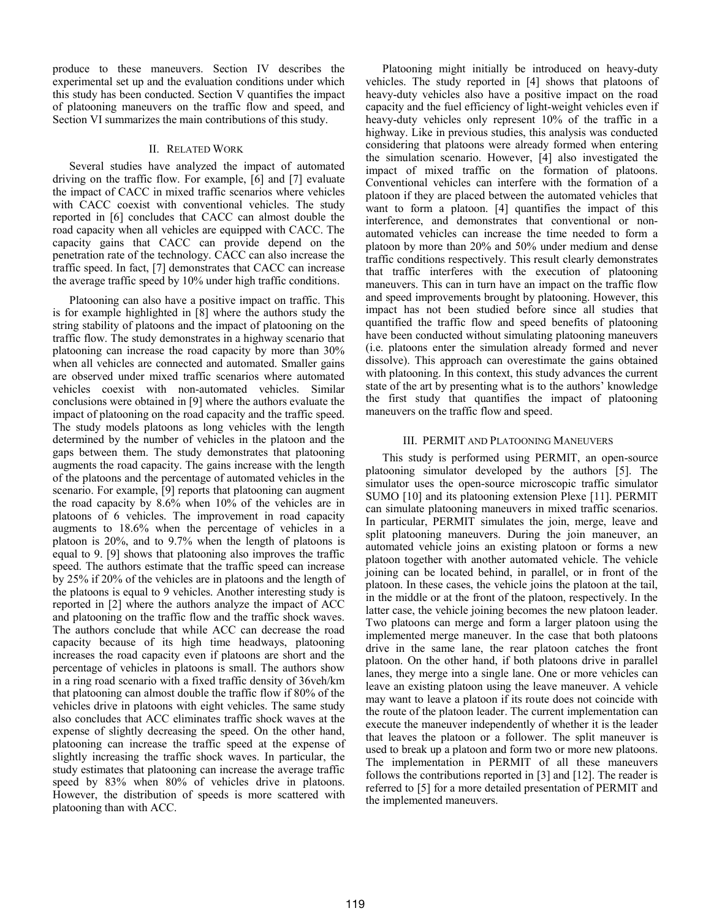produce to these maneuvers. Section IV describes the experimental set up and the evaluation conditions under which this study has been conducted. Section V quantifies the impact of platooning maneuvers on the traffic flow and speed, and Section VI summarizes the main contributions of this study.

## II. Related Work

Several studies have analyzed the impact of automated driving on the traffic flow. For example, [6] and [7] evaluate the impact of CACC in mixed traffic scenarios where vehicles with CACC coexist with conventional vehicles. The study reported in [6] concludes that CACC can almost double the road capacity when all vehicles are equipped with CACC. The capacity gains that CACC can provide depend on the penetration rate of the technology. CACC can also increase the traffic speed. In fact, [7] demonstrates that CACC can increase the average traffic speed by 10% under high traffic conditions.

Platooning can also have a positive impact on traffic. This is for example highlighted in [8] where the authors study the string stability of platoons and the impact of platooning on the traffic flow. The study demonstrates in a highway scenario that platooning can increase the road capacity by more than 30% when all vehicles are connected and automated. Smaller gains are observed under mixed traffic scenarios where automated vehicles coexist with non-automated vehicles. Similar conclusions were obtained in [9] where the authors evaluate the impact of platooning on the road capacity and the traffic speed. The study models platoons as long vehicles with the length determined by the number of vehicles in the platoon and the gaps between them. The study demonstrates that platooning augments the road capacity. The gains increase with the length of the platoons and the percentage of automated vehicles in the scenario. For example, [9] reports that platooning can augment the road capacity by 8.6% when 10% of the vehicles are in platoons of 6 vehicles. The improvement in road capacity augments to 18.6% when the percentage of vehicles in a platoon is 20%, and to 9.7% when the length of platoons is equal to 9. [9] shows that platooning also improves the traffic speed. The authors estimate that the traffic speed can increase by 25% if 20% of the vehicles are in platoons and the length of the platoons is equal to 9 vehicles. Another interesting study is reported in [2] where the authors analyze the impact of ACC and platooning on the traffic flow and the traffic shock waves. The authors conclude that while ACC can decrease the road capacity because of its high time headways, platooning increases the road capacity even if platoons are short and the percentage of vehicles in platoons is small. The authors show in a ring road scenario with a fixed traffic density of 36veh/km that platooning can almost double the traffic flow if 80% of the vehicles drive in platoons with eight vehicles. The same study also concludes that ACC eliminates traffic shock waves at the expense of slightly decreasing the speed. On the other hand, platooning can increase the traffic speed at the expense of slightly increasing the traffic shock waves. In particular, the study estimates that platooning can increase the average traffic speed by 83% when 80% of vehicles drive in platoons. However, the distribution of speeds is more scattered with platooning than with ACC.

Platooning might initially be introduced on heavy-duty vehicles. The study reported in [4] shows that platoons of heavy-duty vehicles also have a positive impact on the road capacity and the fuel efficiency of light-weight vehicles even if heavy-duty vehicles only represent 10% of the traffic in a highway. Like in previous studies, this analysis was conducted considering that platoons were already formed when entering the simulation scenario. However, [4] also investigated the impact of mixed traffic on the formation of platoons. Conventional vehicles can interfere with the formation of a platoon if they are placed between the automated vehicles that want to form a platoon. [4] quantifies the impact of this interference, and demonstrates that conventional or non-automated vehicles can increase the time needed to form a platoon by more than 20% and 50% under medium and dense traffic conditions respectively. This result clearly demonstrates that traffic interferes with the execution of platooning maneuvers. This can in turn have an impact on the traffic flow and speed improvements brought by platooning. However, this impact has not been studied before since all studies that quantified the traffic flow and speed benefits of platooning have been conducted without simulating platooning maneuvers (i.e. platoons enter the simulation already formed and never dissolve). This approach can overestimate the gains obtained with platooning. In this context, this study advances the current state of the art by presenting what is to the authors' knowledge the first study that quantifies the impact of platooning maneuvers on the traffic flow and speed.

## III. PERMIT and Platooning Maneuvers

This study is performed using PERMIT, an open-source platooning simulator developed by the authors [5]. The simulator uses the open-source microscopic traffic simulator SUMO [10] and its platooning extension Plexe [11]. PERMIT can simulate platooning maneuvers in mixed traffic scenarios. In particular, PERMIT simulates the join, merge, leave and split platooning maneuvers. During the join maneuver, an automated vehicle joins an existing platoon or forms a new platoon together with another automated vehicle. The vehicle joining can be located behind, in parallel, or in front of the platoon. In these cases, the vehicle joins the platoon at the tail, in the middle or at the front of the platoon, respectively. In the latter case, the vehicle joining becomes the new platoon leader. Two platoons can merge and form a larger platoon using the implemented merge maneuver. In the case that both platoons drive in the same lane, the rear platoon catches the front platoon. On the other hand, if both platoons drive in parallel lanes, they merge into a single lane. One or more vehicles can leave an existing platoon using the leave maneuver. A vehicle may want to leave a platoon if its route does not coincide with the route of the platoon leader. The current implementation can execute the maneuver independently of whether it is the leader that leaves the platoon or a follower. The split maneuver is used to break up a platoon and form two or more new platoons. The implementation in PERMIT of all these maneuvers follows the contributions reported in [3] and [12]. The reader is referred to [5] for a more detailed presentation of PERMIT and the implemented maneuvers.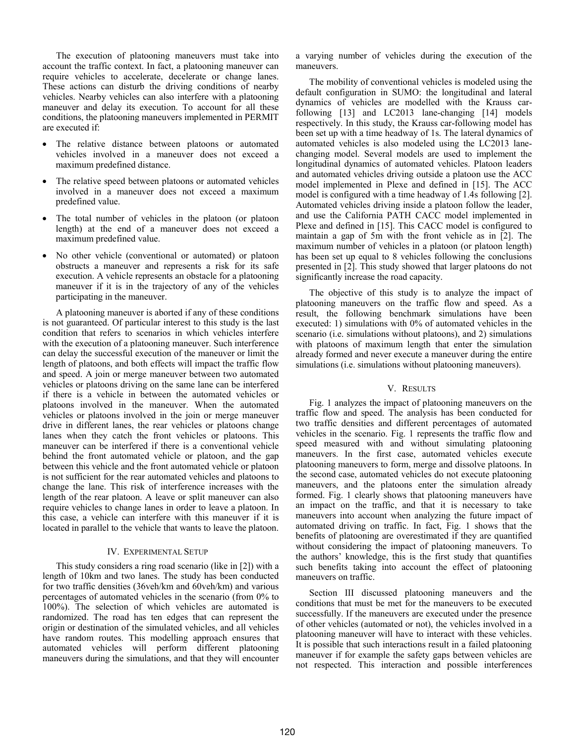The execution of platooning maneuvers must take into account the traffic context. In fact, a platooning maneuver can require vehicles to accelerate, decelerate or change lanes. These actions can disturb the driving conditions of nearby vehicles. Nearby vehicles can also interfere with a platooning maneuver and delay its execution. To account for all these conditions, the platooning maneuvers implemented in PERMIT are executed if:

- The relative distance between platoons or automated vehicles involved in a maneuver does not exceed a maximum predefined distance.
- The relative speed between platoons or automated vehicles involved in a maneuver does not exceed a maximum predefined value.
- The total number of vehicles in the platoon (or platoon length) at the end of a maneuver does not exceed a maximum predefined value.
- No other vehicle (conventional or automated) or platoon obstructs a maneuver and represents a risk for its safe execution. A vehicle represents an obstacle for a platooning maneuver if it is in the trajectory of any of the vehicles participating in the maneuver.

A platooning maneuver is aborted if any of these conditions is not guaranteed. Of particular interest to this study is the last condition that refers to scenarios in which vehicles interfere with the execution of a platooning maneuver. Such interference can delay the successful execution of the maneuver or limit the length of platoons, and both effects will impact the traffic flow and speed. A join or merge maneuver between two automated vehicles or platoons driving on the same lane can be interfered if there is a vehicle in between the automated vehicles or platoons involved in the maneuver. When the automated vehicles or platoons involved in the join or merge maneuver drive in different lanes, the rear vehicles or platoons change lanes when they catch the front vehicles or platoons. This maneuver can be interfered if there is a conventional vehicle behind the front automated vehicle or platoon, and the gap between this vehicle and the front automated vehicle or platoon is not sufficient for the rear automated vehicles and platoons to change the lane. This risk of interference increases with the length of the rear platoon. A leave or split maneuver can also require vehicles to change lanes in order to leave a platoon. In this case, a vehicle can interfere with this maneuver if it is located in parallel to the vehicle that wants to leave the platoon.

## IV. Experimental Setup

This study considers a ring road scenario (like in [2]) with a length of 10km and two lanes. The study has been conducted for two traffic densities (36veh/km and 60veh/km) and various percentages of automated vehicles in the scenario (from 0% to 100%). The selection of which vehicles are automated is randomized. The road has ten edges that can represent the origin or destination of the simulated vehicles, and all vehicles have random routes. This modelling approach ensures that automated vehicles will perform different platooning maneuvers during the simulations, and that they will encounter a varying number of vehicles during the execution of the maneuvers.

The mobility of conventional vehicles is modeled using the default configuration in SUMO: the longitudinal and lateral dynamics of vehicles are modelled with the Krauss car-following [13] and LC2013 lane-changing [14] models respectively. In this study, the Krauss car-following model has been set up with a time headway of 1s. The lateral dynamics of automated vehicles is also modeled using the LC2013 lane-changing model. Several models are used to implement the longitudinal dynamics of automated vehicles. Platoon leaders and automated vehicles driving outside a platoon use the ACC model implemented in Plexe and defined in [15]. The ACC model is configured with a time headway of 1.4s following [2]. Automated vehicles driving inside a platoon follow the leader, and use the California PATH CACC model implemented in Plexe and defined in [15]. This CACC model is configured to maintain a gap of 5m with the front vehicle as in [2]. The maximum number of vehicles in a platoon (or platoon length) has been set up equal to 8 vehicles following the conclusions presented in [2]. This study showed that larger platoons do not significantly increase the road capacity.

The objective of this study is to analyze the impact of platooning maneuvers on the traffic flow and speed. As a result, the following benchmark simulations have been executed: 1) simulations with 0% of automated vehicles in the scenario (i.e. simulations without platoons), and 2) simulations with platoons of maximum length that enter the simulation already formed and never execute a maneuver during the entire simulations (i.e. simulations without platooning maneuvers).

## V. Results

Fig. 1 analyzes the impact of platooning maneuvers on the traffic flow and speed. The analysis has been conducted for two traffic densities and different percentages of automated vehicles in the scenario. Fig. 1 represents the traffic flow and speed measured with and without simulating platooning maneuvers. In the first case, automated vehicles execute platooning maneuvers to form, merge and dissolve platoons. In the second case, automated vehicles do not execute platooning maneuvers, and the platoons enter the simulation already formed. Fig. 1 clearly shows that platooning maneuvers have an impact on the traffic, and that it is necessary to take maneuvers into account when analyzing the future impact of automated driving on traffic. In fact, Fig. 1 shows that the benefits of platooning are overestimated if they are quantified without considering the impact of platooning maneuvers. To the authors' knowledge, this is the first study that quantifies such benefits taking into account the effect of platooning maneuvers on traffic.

Section III discussed platooning maneuvers and the conditions that must be met for the maneuvers to be executed successfully. If the maneuvers are executed under the presence of other vehicles (automated or not), the vehicles involved in a platooning maneuver will have to interact with these vehicles. It is possible that such interactions result in a failed platooning maneuver if for example the safety gaps between vehicles are not respected. This interaction and possible interferences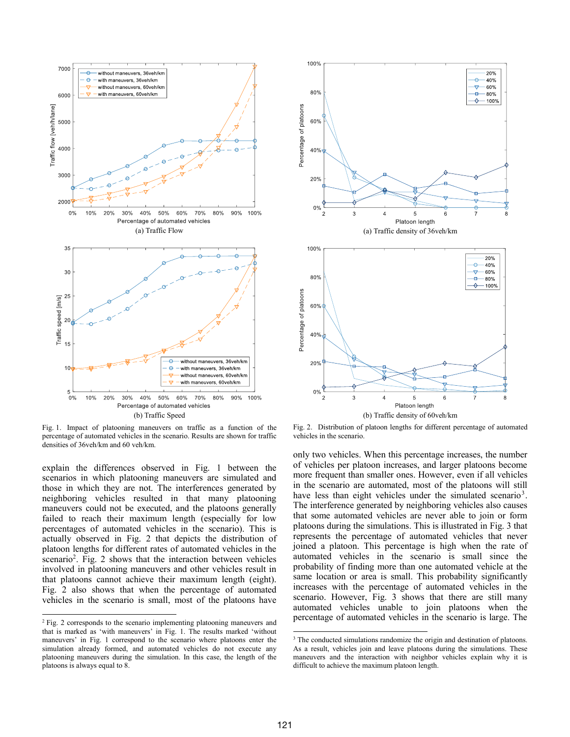Fig. 1. Impact of platooning maneuvers on traffic as a function of the percentage of automated vehicles in the scenario. Results are shown for traffic densities of 36veh/km and 60 veh/km.

(a) Traffic Flow

(b) Traffic Speed

Fig. 2. Distribution of platoon lengths for different percentage of automated vehicles in the scenario.

(a) Traffic density of 36veh/km

(b) Traffic density of 60veh/km

explain the differences observed in Fig. 1 between the scenarios in which platooning maneuvers are simulated and those in which they are not. The interferences generated by neighboring vehicles resulted in that many platooning maneuvers could not be executed, and the platoons generally failed to reach their maximum length (especially for low percentages of automated vehicles in the scenario). This is actually observed in Fig. 2 that depicts the distribution of platoon lengths for different rates of automated vehicles in the scenario[2]. Fig. 2 shows that the interaction between vehicles involved in platooning maneuvers and other vehicles result in that platoons cannot achieve their maximum length (eight). Fig. 2 also shows that when the percentage of automated vehicles in the scenario is small, most of the platoons have only two vehicles. When this percentage increases, the number of vehicles per platoon increases, and larger platoons become more frequent than smaller ones. However, even if all vehicles in the scenario are automated, most of the platoons will still have less than eight vehicles under the simulated scenario[3]. The interference generated by neighboring vehicles also causes that some automated vehicles are never able to join or form platoons during the simulations. This is illustrated in Fig. 3 that represents the percentage of automated vehicles that never joined a platoon. This percentage is high when the rate of automated vehicles in the scenario is small since the probability of finding more than one automated vehicle at the same location or area is small. This probability significantly increases with the percentage of automated vehicles in the scenario. However, Fig. 3 shows that there are still many automated vehicles unable to join platoons when the percentage of automated vehicles in the scenario is large. The

[2] Fig. 2 corresponds to the scenario implementing platooning maneuvers and that is marked as 'with maneuvers' in Fig. 1. The results marked 'without maneuvers' in Fig. 1 correspond to the scenario where platoons enter the simulation already formed, and automated vehicles do not execute any platooning maneuvers during the simulation. In this case, the length of the platoons is always equal to 8.

[3] The conducted simulations randomize the origin and destination of platoons. As a result, vehicles join and leave platoons during the simulations. These maneuvers and the interaction with neighbor vehicles explain why it is difficult to achieve the maximum platoon length.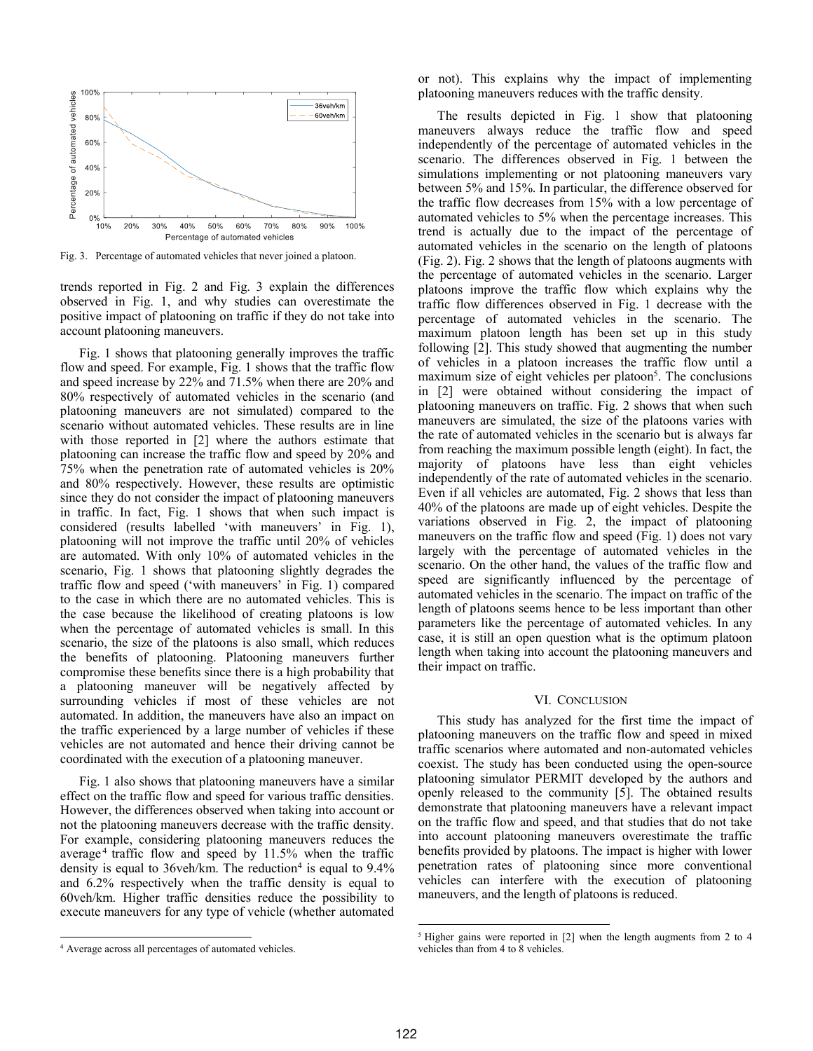Fig. 3. Percentage of automated vehicles that never joined a platoon.

trends reported in Fig. 2 and Fig. 3 explain the differences observed in Fig. 1, and why studies can overestimate the positive impact of platooning on traffic if they do not take into account platooning maneuvers.

Fig. 1 shows that platooning generally improves the traffic flow and speed. For example, Fig. 1 shows that the traffic flow and speed increase by 22% and 71.5% when there are 20% and 80% respectively of automated vehicles in the scenario (and platooning maneuvers are not simulated) compared to the scenario without automated vehicles. These results are in line with those reported in [2] where the authors estimate that platooning can increase the traffic flow and speed by 20% and 75% when the penetration rate of automated vehicles is 20% and 80% respectively. However, these results are optimistic since they do not consider the impact of platooning maneuvers in traffic. In fact, Fig. 1 shows that when such impact is considered (results labelled 'with maneuvers' in Fig. 1), platooning will not improve the traffic until 20% of vehicles are automated. With only 10% of automated vehicles in the scenario, Fig. 1 shows that platooning slightly degrades the traffic flow and speed ('with maneuvers' in Fig. 1) compared to the case in which there are no automated vehicles. This is the case because the likelihood of creating platoons is low when the percentage of automated vehicles is small. In this scenario, the size of the platoons is also small, which reduces the benefits of platooning. Platooning maneuvers further compromise these benefits since there is a high probability that a platooning maneuver will be negatively affected by surrounding vehicles if most of these vehicles are not automated. In addition, the maneuvers have also an impact on the traffic experienced by a large number of vehicles if these vehicles are not automated and hence their driving cannot be coordinated with the execution of a platooning maneuver.

Fig. 1 also shows that platooning maneuvers have a similar effect on the traffic flow and speed for various traffic densities. However, the differences observed when taking into account or not the platooning maneuvers decrease with the traffic density. For example, considering platooning maneuvers reduces the average[4] traffic flow and speed by 11.5% when the traffic density is equal to 36veh/km. The reduction[4] is equal to 9.4% and 6.2% respectively when the traffic density is equal to 60veh/km. Higher traffic densities reduce the possibility to execute maneuvers for any type of vehicle (whether automated or not). This explains why the impact of implementing platooning maneuvers reduces with the traffic density.

The results depicted in Fig. 1 show that platooning maneuvers always reduce the traffic flow and speed independently of the percentage of automated vehicles in the scenario. The differences observed in Fig. 1 between the simulations implementing or not platooning maneuvers vary between 5% and 15%. In particular, the difference observed for the traffic flow decreases from 15% with a low percentage of automated vehicles to 5% when the percentage increases. This trend is actually due to the impact of the percentage of automated vehicles in the scenario on the length of platoons (Fig. 2). Fig. 2 shows that the length of platoons augments with the percentage of automated vehicles in the scenario. Larger platoons improve the traffic flow which explains why the traffic flow differences observed in Fig. 1 decrease with the percentage of automated vehicles in the scenario. The maximum platoon length has been set up in this study following [2]. This study showed that augmenting the number of vehicles in a platoon increases the traffic flow until a maximum size of eight vehicles per platoon[5]. The conclusions in [2] were obtained without considering the impact of platooning maneuvers on traffic. Fig. 2 shows that when such maneuvers are simulated, the size of the platoons varies with the rate of automated vehicles in the scenario but is always far from reaching the maximum possible length (eight). In fact, the majority of platoons have less than eight vehicles independently of the rate of automated vehicles in the scenario. Even if all vehicles are automated, Fig. 2 shows that less than 40% of the platoons are made up of eight vehicles. Despite the variations observed in Fig. 2, the impact of platooning maneuvers on the traffic flow and speed (Fig. 1) does not vary largely with the percentage of automated vehicles in the scenario. On the other hand, the values of the traffic flow and speed are significantly influenced by the percentage of automated vehicles in the scenario. The impact on traffic of the length of platoons seems hence to be less important than other parameters like the percentage of automated vehicles. In any case, it is still an open question what is the optimum platoon length when taking into account the platooning maneuvers and their impact on traffic.

## VI. Conclusion

This study has analyzed for the first time the impact of platooning maneuvers on the traffic flow and speed in mixed traffic scenarios where automated and non-automated vehicles coexist. The study has been conducted using the open-source platooning simulator PERMIT developed by the authors and openly released to the community [5]. The obtained results demonstrate that platooning maneuvers have a relevant impact on the traffic flow and speed, and that studies that do not take into account platooning maneuvers overestimate the traffic benefits provided by platoons. The impact is higher with lower penetration rates of platooning since more conventional vehicles can interfere with the execution of platooning maneuvers, and the length of platoons is reduced.

[4] Average across all percentages of automated vehicles.

[5] Higher gains were reported in [2] when the length augments from 2 to 4 vehicles than from 4 to 8 vehicles.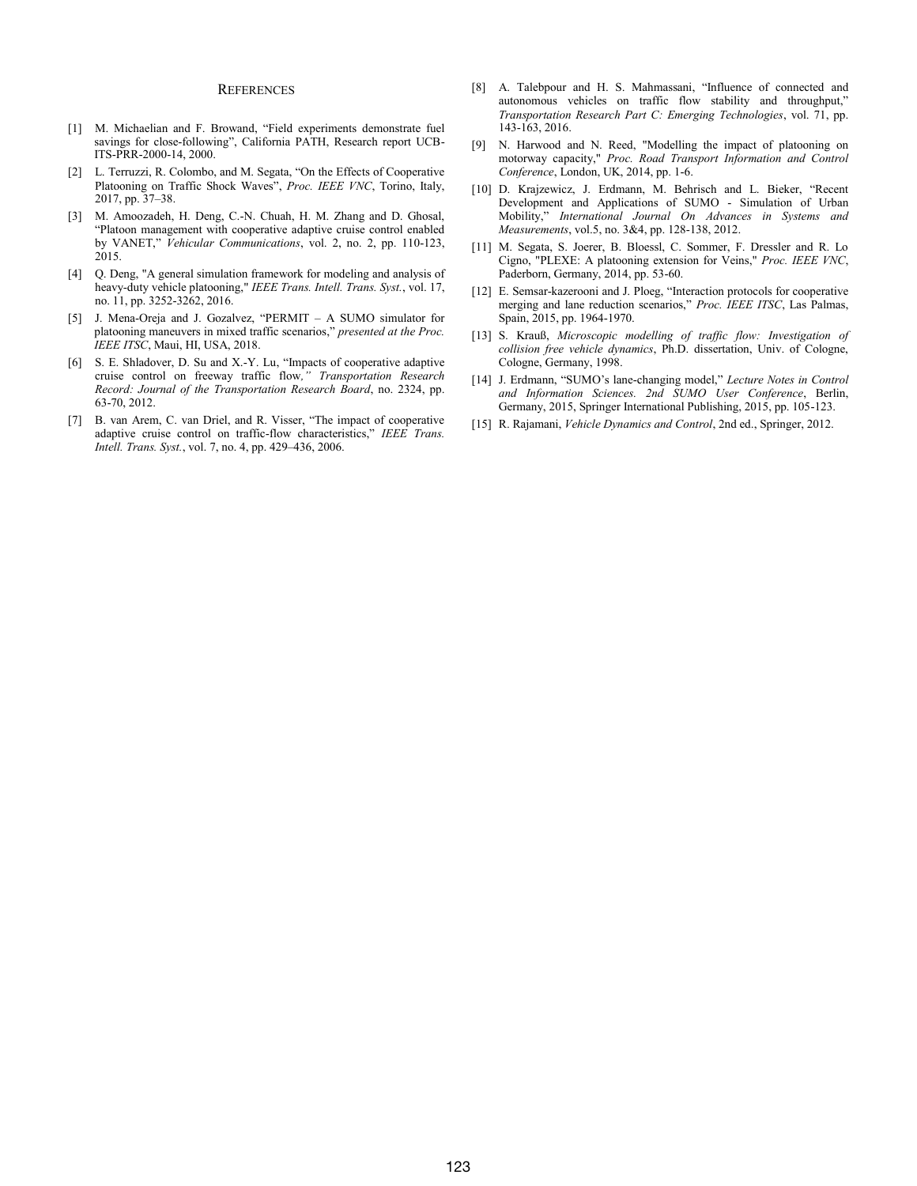## References

[1] M. Michaelian and F. Browand, “Field experiments demonstrate fuel savings for close-following”, California PATH, Research report UCB-ITS-PRR-2000-14, 2000.

[2] L. Terruzzi, R. Colombo, and M. Segata, “On the Effects of Cooperative Platooning on Traffic Shock Waves”, *Proc. IEEE VNC*, Torino, Italy, 2017, pp. 37–38.

[3] M. Amoozadeh, H. Deng, C.-N. Chuah, H. M. Zhang and D. Ghosal, “Platoon management with cooperative adaptive cruise control enabled by VANET,” *Vehicular Communications*, vol. 2, no. 2, pp. 110-123, 2015.

[4] Q. Deng, "A general simulation framework for modeling and analysis of heavy-duty vehicle platooning," *IEEE Trans. Intell. Trans. Syst.*, vol. 17, no. 11, pp. 3252-3262, 2016.

[5] J. Mena-Oreja and J. Gozalvez, “PERMIT – A SUMO simulator for platooning maneuvers in mixed traffic scenarios,” *presented at the Proc. IEEE ITSC*, Maui, HI, USA, 2018.

[6] S. E. Shladover, D. Su and X.-Y. Lu, “Impacts of cooperative adaptive cruise control on freeway traffic flow,” *Transportation Research Record: Journal of the Transportation Research Board*, no. 2324, pp. 63-70, 2012.

[7] B. van Arem, C. van Driel, and R. Visser, “The impact of cooperative adaptive cruise control on traffic-flow characteristics,” *IEEE Trans. Intell. Trans. Syst.*, vol. 7, no. 4, pp. 429–436, 2006.

[8] A. Talebpour and H. S. Mahmassani, “Influence of connected and autonomous vehicles on traffic flow stability and throughput,” *Transportation Research Part C: Emerging Technologies*, vol. 71, pp. 143-163, 2016.

[9] N. Harwood and N. Reed, "Modelling the impact of platooning on motorway capacity," *Proc. Road Transport Information and Control Conference*, London, UK, 2014, pp. 1-6.

[10] D. Krajzewicz, J. Erdmann, M. Behrisch and L. Bieker, “Recent Development and Applications of SUMO - Simulation of Urban Mobility,” *International Journal On Advances in Systems and Measurements*, vol.5, no. 3&4, pp. 128-138, 2012.

[11] M. Segata, S. Joerer, B. Bloessl, C. Sommer, F. Dressler and R. Lo Cigno, "PLEXE: A platooning extension for Veins," *Proc. IEEE VNC*, Paderborn, Germany, 2014, pp. 53-60.

[12] E. Semsar-kazerooni and J. Ploeg, “Interaction protocols for cooperative merging and lane reduction scenarios,” *Proc. IEEE ITSC*, Las Palmas, Spain, 2015, pp. 1964-1970.

[13] S. Krauß, *Microscopic modelling of traffic flow: Investigation of collision free vehicle dynamics*, Ph.D. dissertation, Univ. of Cologne, Cologne, Germany, 1998.

[14] J. Erdmann, “SUMO’s lane-changing model,” *Lecture Notes in Control and Information Sciences. 2nd SUMO User Conference*, Berlin, Germany, 2015, Springer International Publishing, 2015, pp. 105-123.

[15] R. Rajamani, *Vehicle Dynamics and Control*, 2nd ed., Springer, 2012.